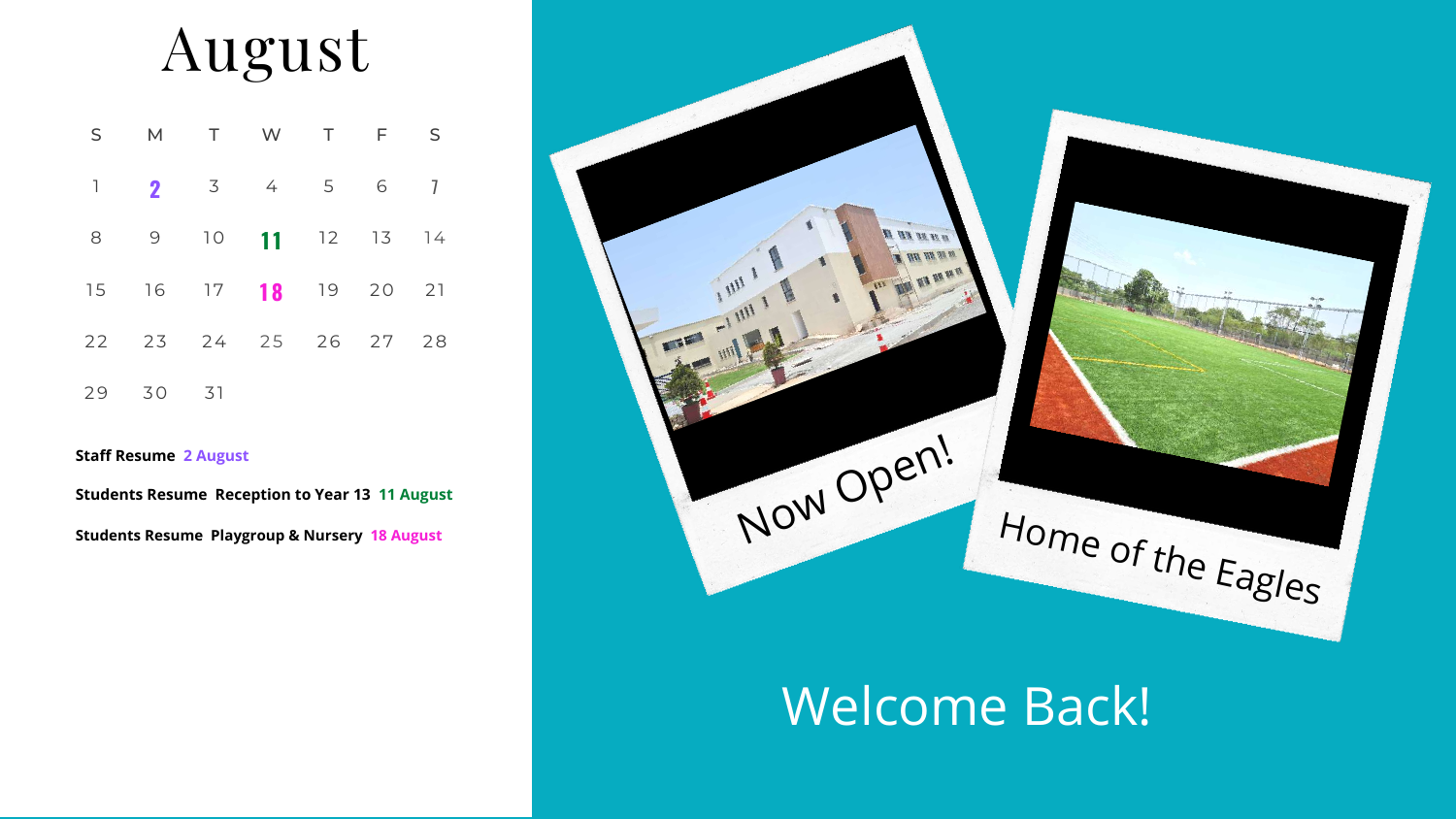# August

| S | M | T | W | T | F | S |
|---|---|---|---|---|---|---|
| 1 | **2** | 3 | 4 | 5 | 6 | 7 |
| 8 | 9 | 10 | **11** | 12 | 13 | 14 |
| 15 | 16 | 17 | **18** | 19 | 20 | 21 |
| 22 | 23 | 24 | 25 | 26 | 27 | 28 |
| 29 | 30 | 31 | | | | |

**Staff Resume** **2 August**

**Students Resume Reception to Year 13** **11 August**

**Students Resume Playgroup & Nursery** **18 August**

Now Open!

Home of the Eagles

Welcome Back!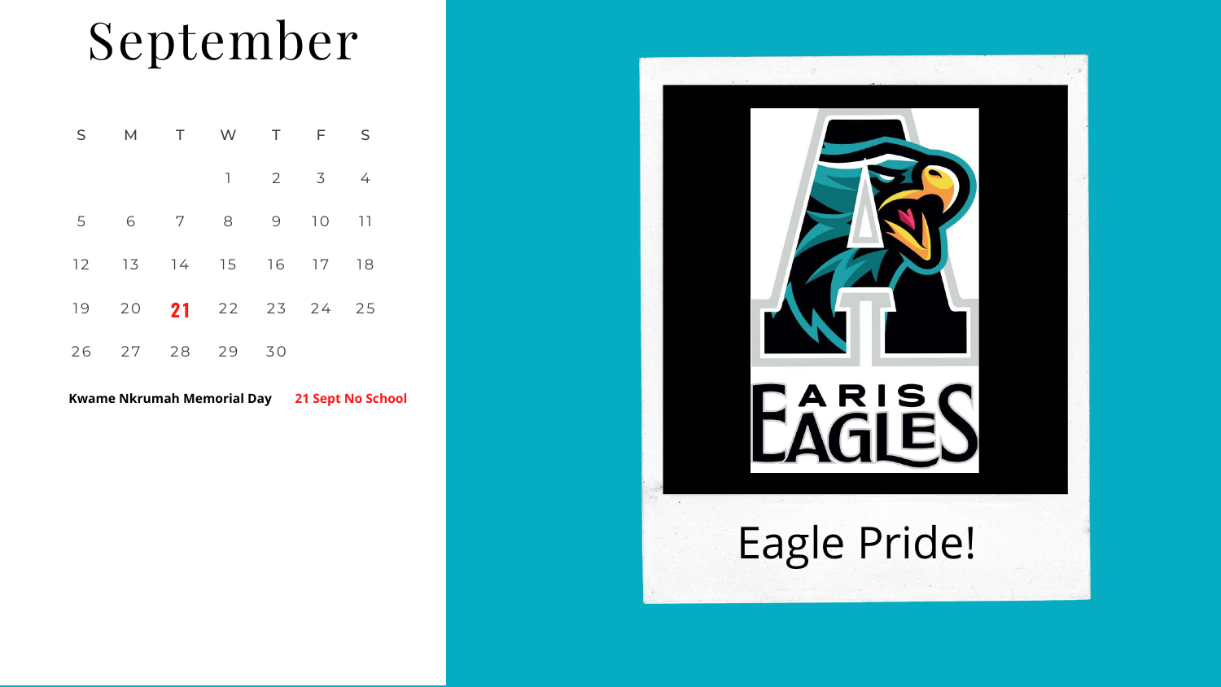# September

| S | M | T | W | T | F | S |
|---|---|---|---|---|---|---|
| | | | 1 | 2 | 3 | 4 |
| 5 | 6 | 7 | 8 | 9 | 10 | 11 |
| 12 | 13 | 14 | 15 | 16 | 17 | 18 |
| 19 | 20 | **21** | 22 | 23 | 24 | 25 |
| 26 | 27 | 28 | 29 | 30 | | |

**Kwame Nkrumah Memorial Day** **21 Sept No School**

ARIS EAGLES

Eagle Pride!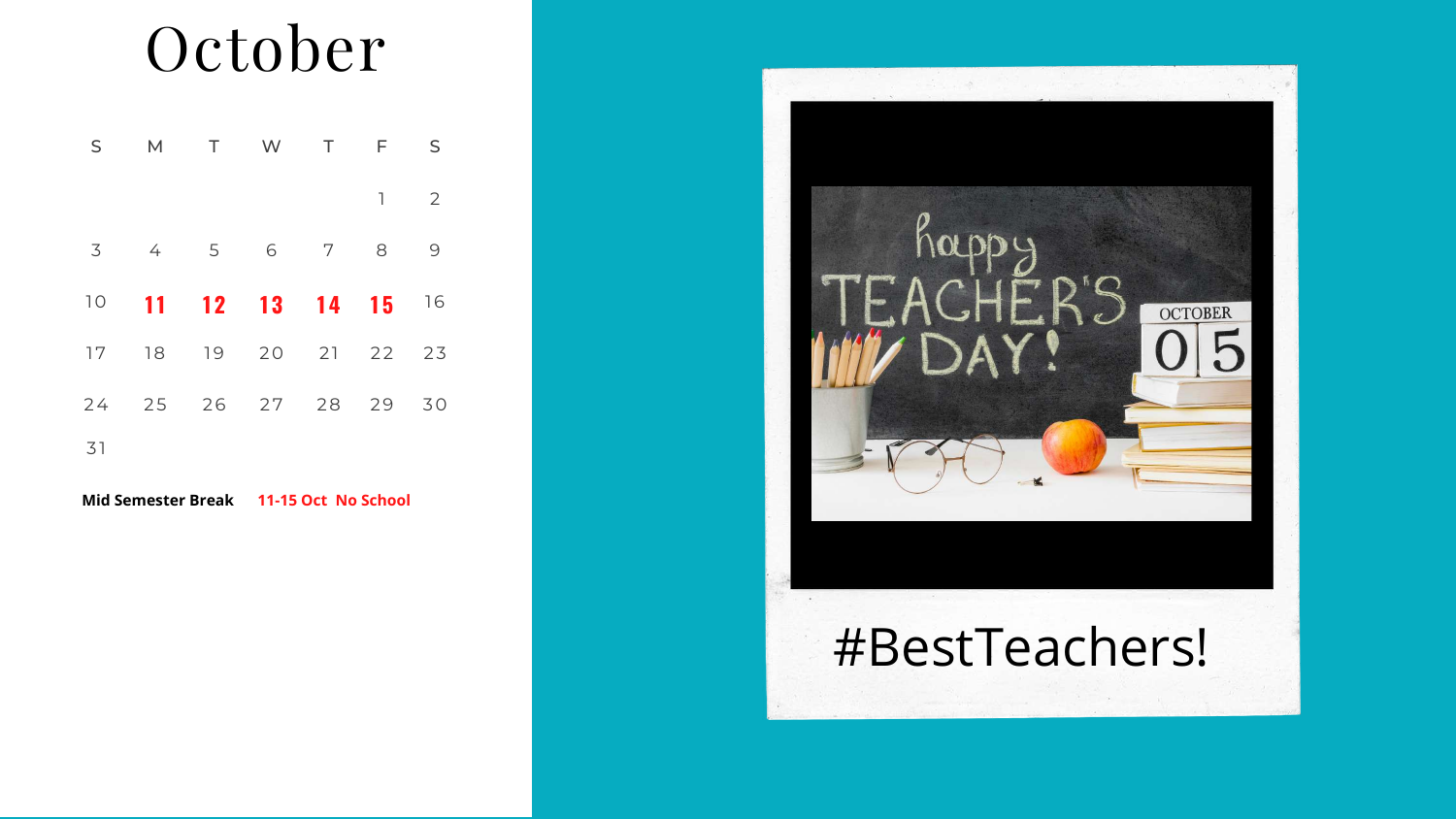# October

| S | M | T | W | T | F | S |
|---|---|---|---|---|---|---|
| | | | | | 1 | 2 |
| 3 | 4 | 5 | 6 | 7 | 8 | 9 |
| 10 | **11** | **12** | **13** | **14** | **15** | 16 |
| 17 | 18 | 19 | 20 | 21 | 22 | 23 |
| 24 | 25 | 26 | 27 | 28 | 29 | 30 |
| 31 | | | | | | |

**Mid Semester Break** **11-15 Oct No School**

happy TEACHER'S DAY!

OCTOBER 05

#BestTeachers!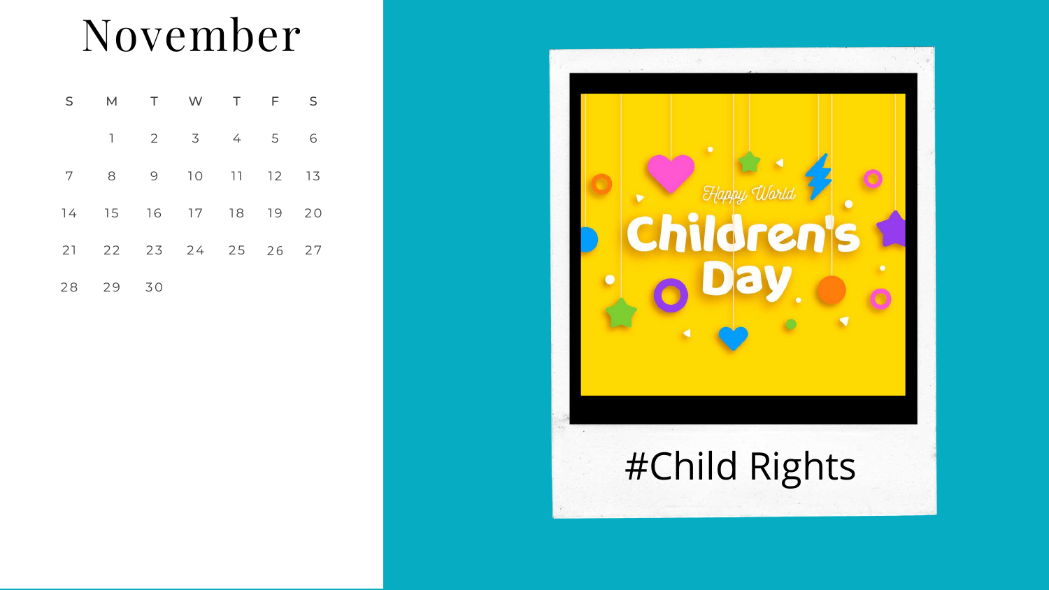# November

| S | M | T | W | T | F | S |
|---|---|---|---|---|---|---|
| | 1 | 2 | 3 | 4 | 5 | 6 |
| 7 | 8 | 9 | 10 | 11 | 12 | 13 |
| 14 | 15 | 16 | 17 | 18 | 19 | 20 |
| 21 | 22 | 23 | 24 | 25 | 26 | 27 |
| 28 | 29 | 30 | | | | |

Happy World Children's Day

#Child Rights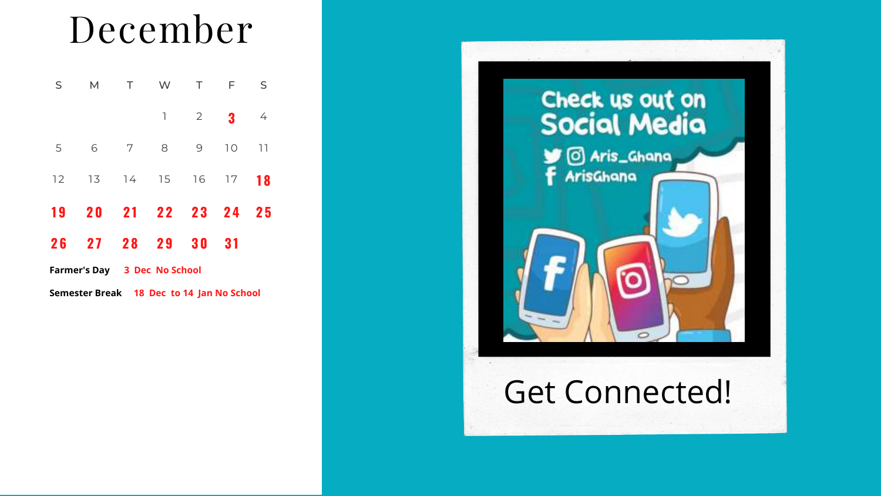# December

| S | M | T | W | T | F | S |
|---|---|---|---|---|---|---|
| | | | 1 | 2 | **3** | 4 |
| 5 | 6 | 7 | 8 | 9 | 10 | 11 |
| 12 | 13 | 14 | 15 | 16 | 17 | **18** |
| **19** | **20** | **21** | **22** | **23** | **24** | **25** |
| **26** | **27** | **28** | **29** | **30** | **31** | |

**Farmer's Day** 3 Dec No School

**Semester Break** 18 Dec to 14 Jan No School

Check us out on Social Media

Aris_Ghana

ArisGhana

Get Connected!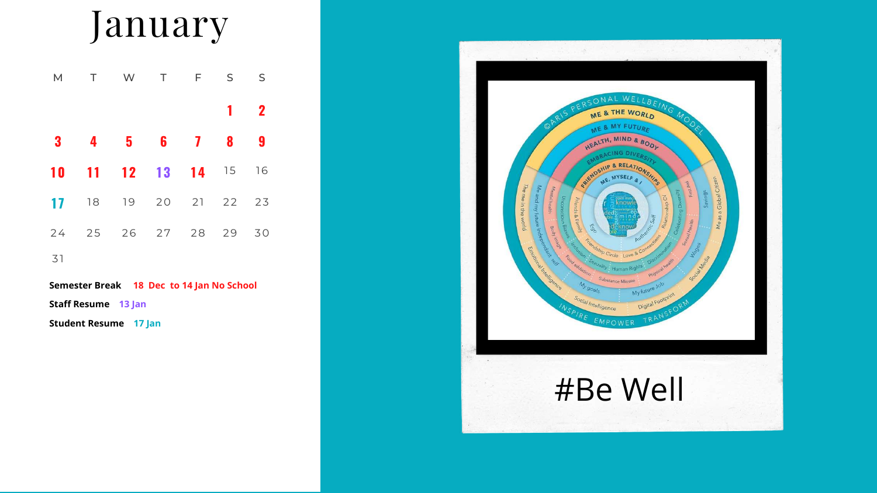# January

| M | T | W | T | F | S | S |
|---|---|---|---|---|---|---|
| | | | | | 1 | 2 |
| 3 | 4 | 5 | 6 | 7 | 8 | 9 |
| 10 | 11 | 12 | 13 | 14 | 15 | 16 |
| 17 | 18 | 19 | 20 | 21 | 22 | 23 |
| 24 | 25 | 26 | 27 | 28 | 29 | 30 |
| 31 | | | | | | |

**Semester Break** 18 Dec to 14 Jan No School

**Staff Resume** 13 Jan

**Student Resume** 17 Jan

#Be Well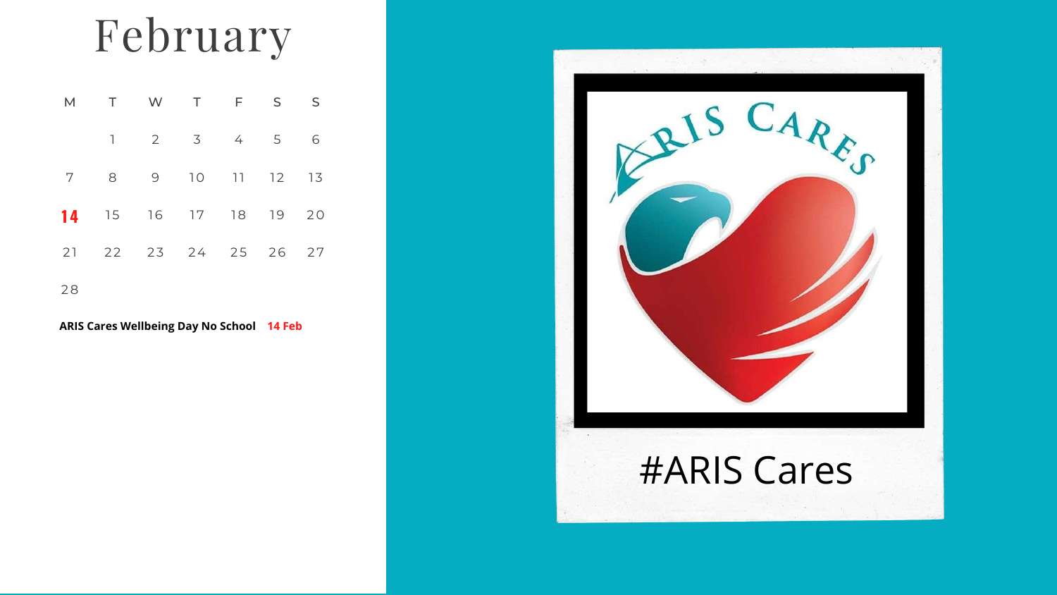# February

| M | T | W | T | F | S | S |
|---|---|---|---|---|---|---|
| | 1 | 2 | 3 | 4 | 5 | 6 |
| 7 | 8 | 9 | 10 | 11 | 12 | 13 |
| **14** | 15 | 16 | 17 | 18 | 19 | 20 |
| 21 | 22 | 23 | 24 | 25 | 26 | 27 |
| 28 | | | | | | |

**ARIS Cares Wellbeing Day No School** **14 Feb**

#ARIS Cares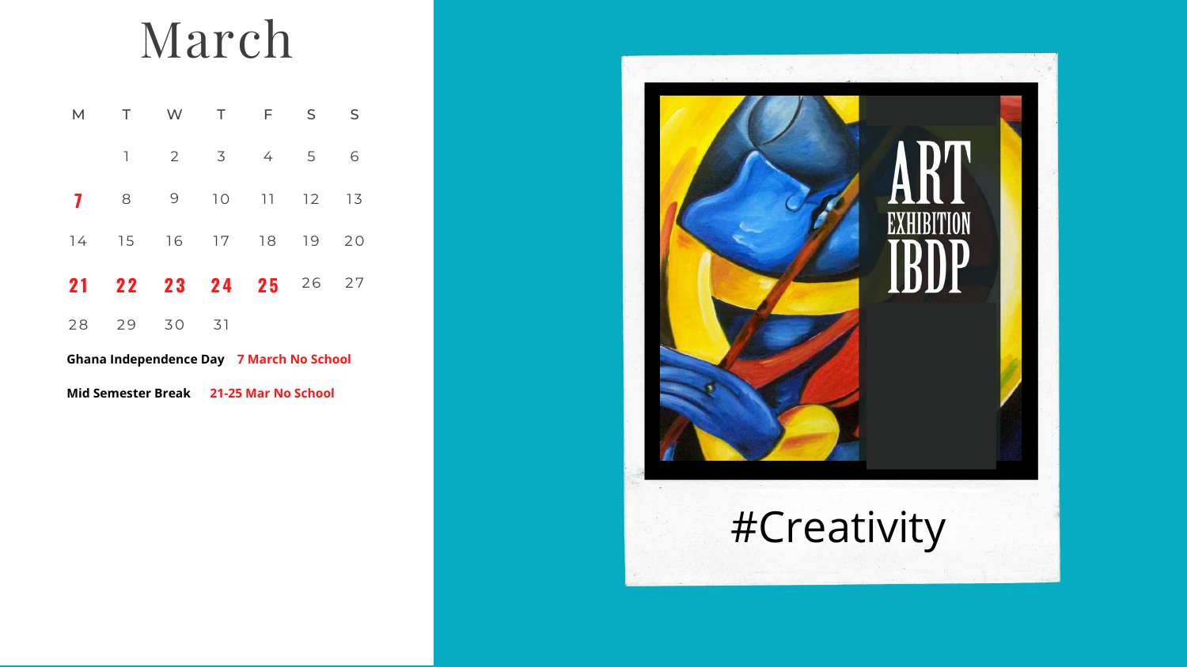# March

| M | T | W | T | F | S | S |
|---|---|---|---|---|---|---|
| | 1 | 2 | 3 | 4 | 5 | 6 |
| **7** | 8 | 9 | 10 | 11 | 12 | 13 |
| 14 | 15 | 16 | 17 | 18 | 19 | 20 |
| **21** | **22** | **23** | **24** | **25** | 26 | 27 |
| 28 | 29 | 30 | 31 | | | |

**Ghana Independence Day** **7 March No School**

**Mid Semester Break** **21-25 Mar No School**

ART EXHIBITION IBDP

#Creativity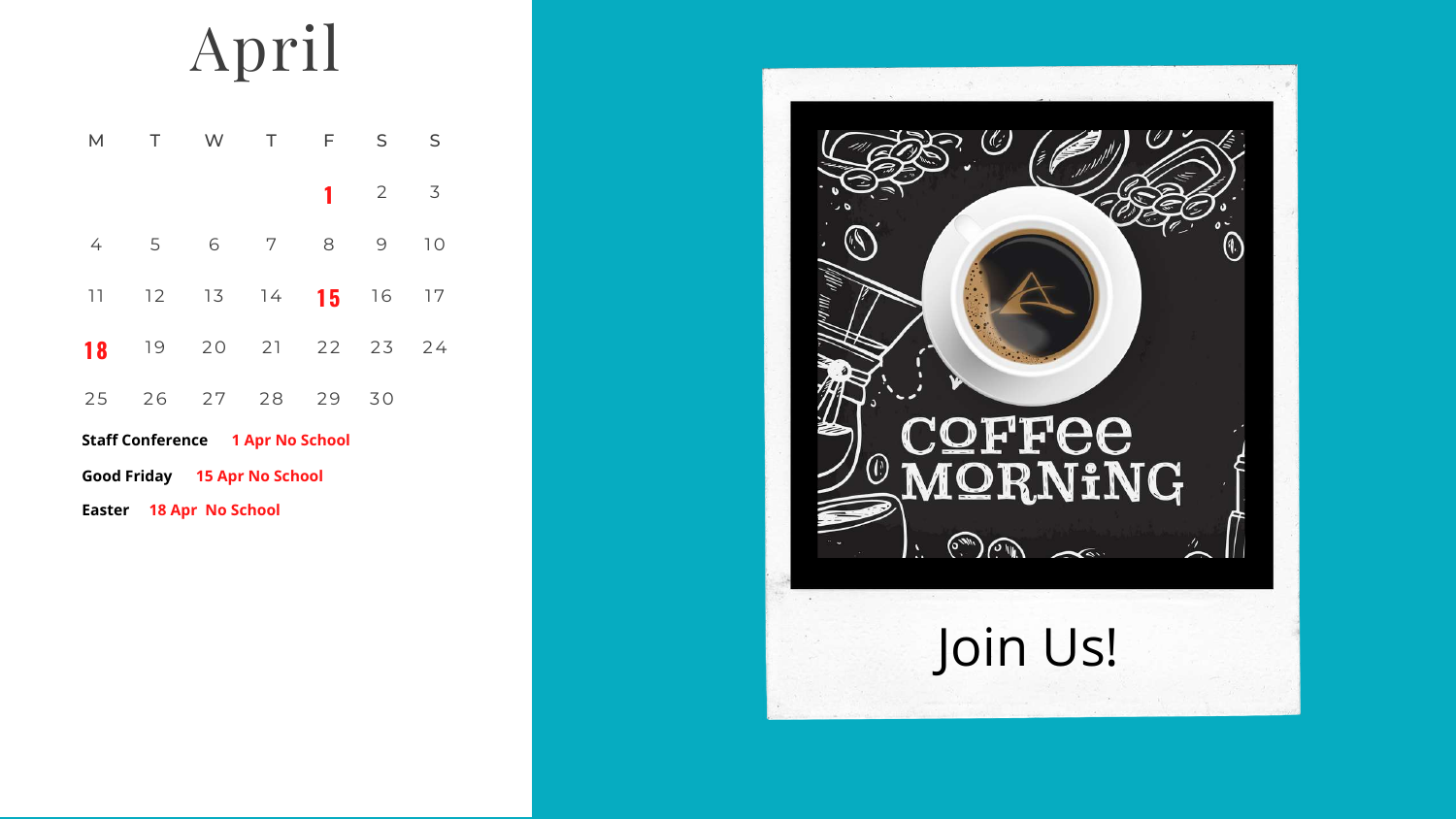# April

| M | T | W | T | F | S | S |
|---|---|---|---|---|---|---|
| | | | | **1** | 2 | 3 |
| 4 | 5 | 6 | 7 | 8 | 9 | 10 |
| 11 | 12 | 13 | 14 | **15** | 16 | 17 |
| **18** | 19 | 20 | 21 | 22 | 23 | 24 |
| 25 | 26 | 27 | 28 | 29 | 30 | |

**Staff Conference** **1 Apr No School**

**Good Friday** **15 Apr No School**

**Easter** **18 Apr No School**

COFFEE MORNING

Join Us!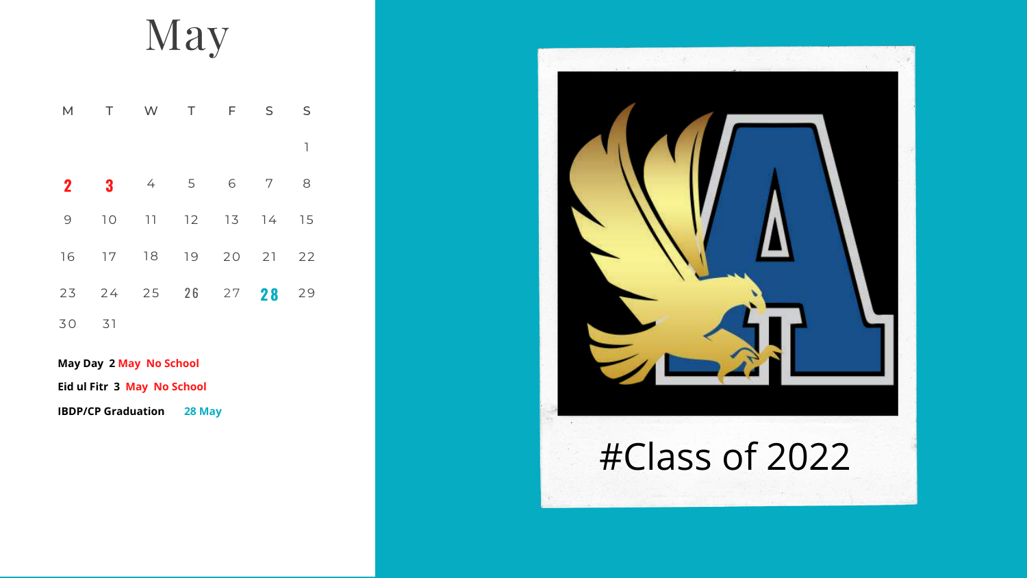# May

| M | T | W | T | F | S | S |
|---|---|---|---|---|---|---|
| | | | | | | 1 |
| **2** | **3** | 4 | 5 | 6 | 7 | 8 |
| 9 | 10 | 11 | 12 | 13 | 14 | 15 |
| 16 | 17 | 18 | 19 | 20 | 21 | 22 |
| 23 | 24 | 25 | 26 | 27 | **28** | 29 |
| 30 | 31 | | | | | |

**May Day 2 May No School**

**Eid ul Fitr 3 May No School**

**IBDP/CP Graduation 28 May**

#Class of 2022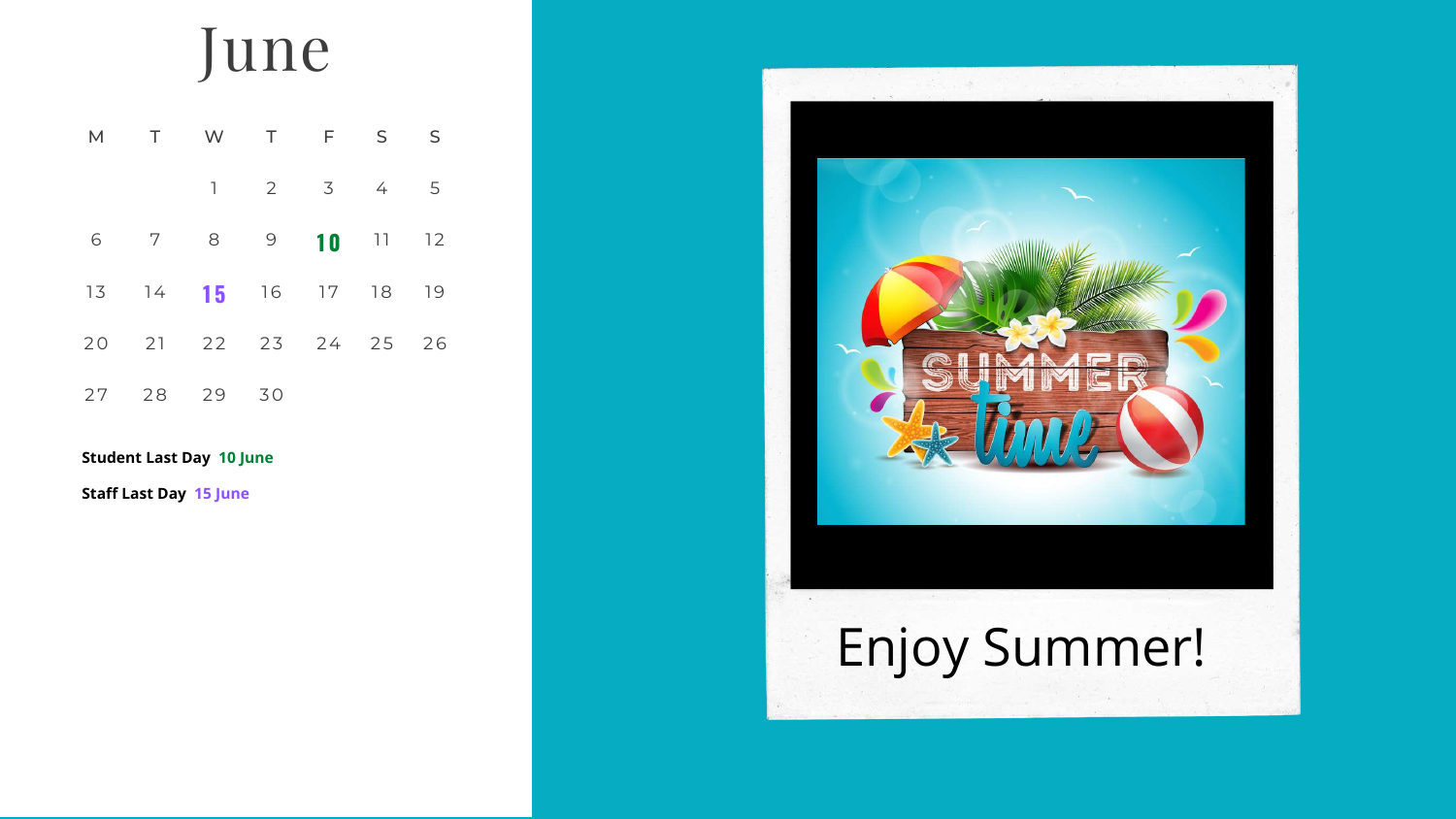# June

| M | T | W | T | F | S | S |
|---|---|---|---|---|---|---|
| | | 1 | 2 | 3 | 4 | 5 |
| 6 | 7 | 8 | 9 | **10** | 11 | 12 |
| 13 | 14 | **15** | 16 | 17 | 18 | 19 |
| 20 | 21 | 22 | 23 | 24 | 25 | 26 |
| 27 | 28 | 29 | 30 | | | |

**Student Last Day** **10 June**

**Staff Last Day** **15 June**

Enjoy Summer!